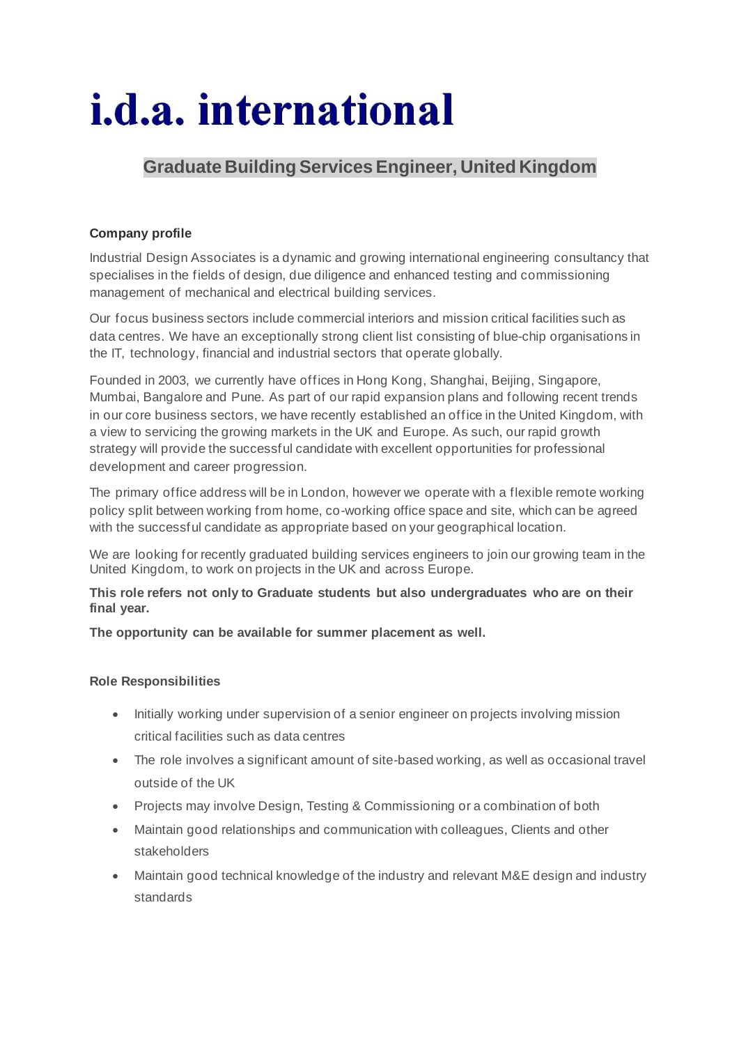# i.d.a. international

## Graduate Building Services Engineer, United Kingdom

**Company profile**

Industrial Design Associates is a dynamic and growing international engineering consultancy that specialises in the fields of design, due diligence and enhanced testing and commissioning management of mechanical and electrical building services.

Our focus business sectors include commercial interiors and mission critical facilities such as data centres. We have an exceptionally strong client list consisting of blue-chip organisations in the IT, technology, financial and industrial sectors that operate globally.

Founded in 2003, we currently have offices in Hong Kong, Shanghai, Beijing, Singapore, Mumbai, Bangalore and Pune. As part of our rapid expansion plans and following recent trends in our core business sectors, we have recently established an office in the United Kingdom, with a view to servicing the growing markets in the UK and Europe. As such, our rapid growth strategy will provide the successful candidate with excellent opportunities for professional development and career progression.

The primary office address will be in London, however we operate with a flexible remote working policy split between working from home, co-working office space and site, which can be agreed with the successful candidate as appropriate based on your geographical location.

We are looking for recently graduated building services engineers to join our growing team in the United Kingdom, to work on projects in the UK and across Europe.

**This role refers not only to Graduate students but also undergraduates who are on their final year.**

**The opportunity can be available for summer placement as well.**

**Role Responsibilities**

- Initially working under supervision of a senior engineer on projects involving mission critical facilities such as data centres
- The role involves a significant amount of site-based working, as well as occasional travel outside of the UK
- Projects may involve Design, Testing & Commissioning or a combination of both
- Maintain good relationships and communication with colleagues, Clients and other stakeholders
- Maintain good technical knowledge of the industry and relevant M&E design and industry standards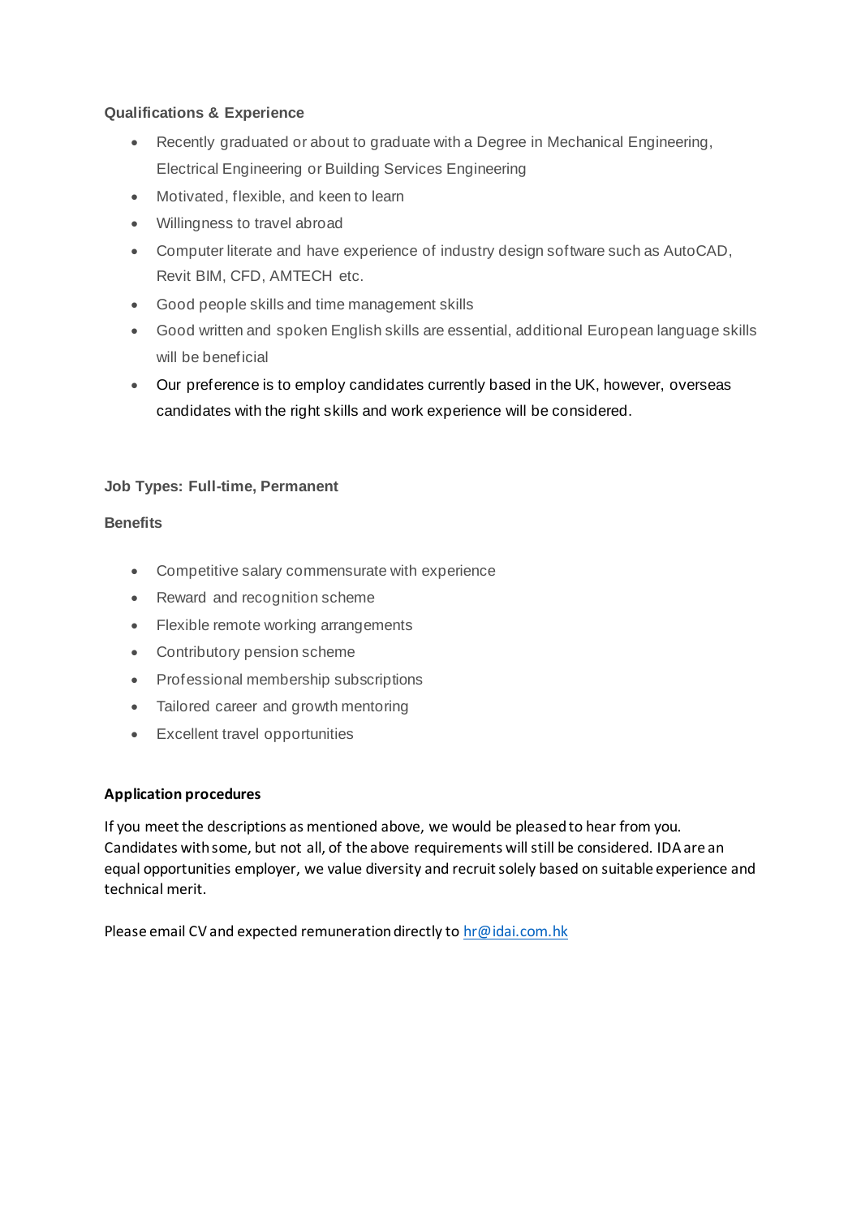### Qualifications & Experience

- Recently graduated or about to graduate with a Degree in Mechanical Engineering, Electrical Engineering or Building Services Engineering
- Motivated, flexible, and keen to learn
- Willingness to travel abroad
- Computer literate and have experience of industry design software such as AutoCAD, Revit BIM, CFD, AMTECH etc.
- Good people skills and time management skills
- Good written and spoken English skills are essential, additional European language skills will be beneficial
- Our preference is to employ candidates currently based in the UK, however, overseas candidates with the right skills and work experience will be considered.

### Job Types: Full-time, Permanent

### Benefits

- Competitive salary commensurate with experience
- Reward and recognition scheme
- Flexible remote working arrangements
- Contributory pension scheme
- Professional membership subscriptions
- Tailored career and growth mentoring
- Excellent travel opportunities

**Application procedures**

If you meet the descriptions as mentioned above, we would be pleased to hear from you. Candidates with some, but not all, of the above requirements will still be considered. IDA are an equal opportunities employer, we value diversity and recruit solely based on suitable experience and technical merit.

Please email CV and expected remuneration directly to hr@idai.com.hk